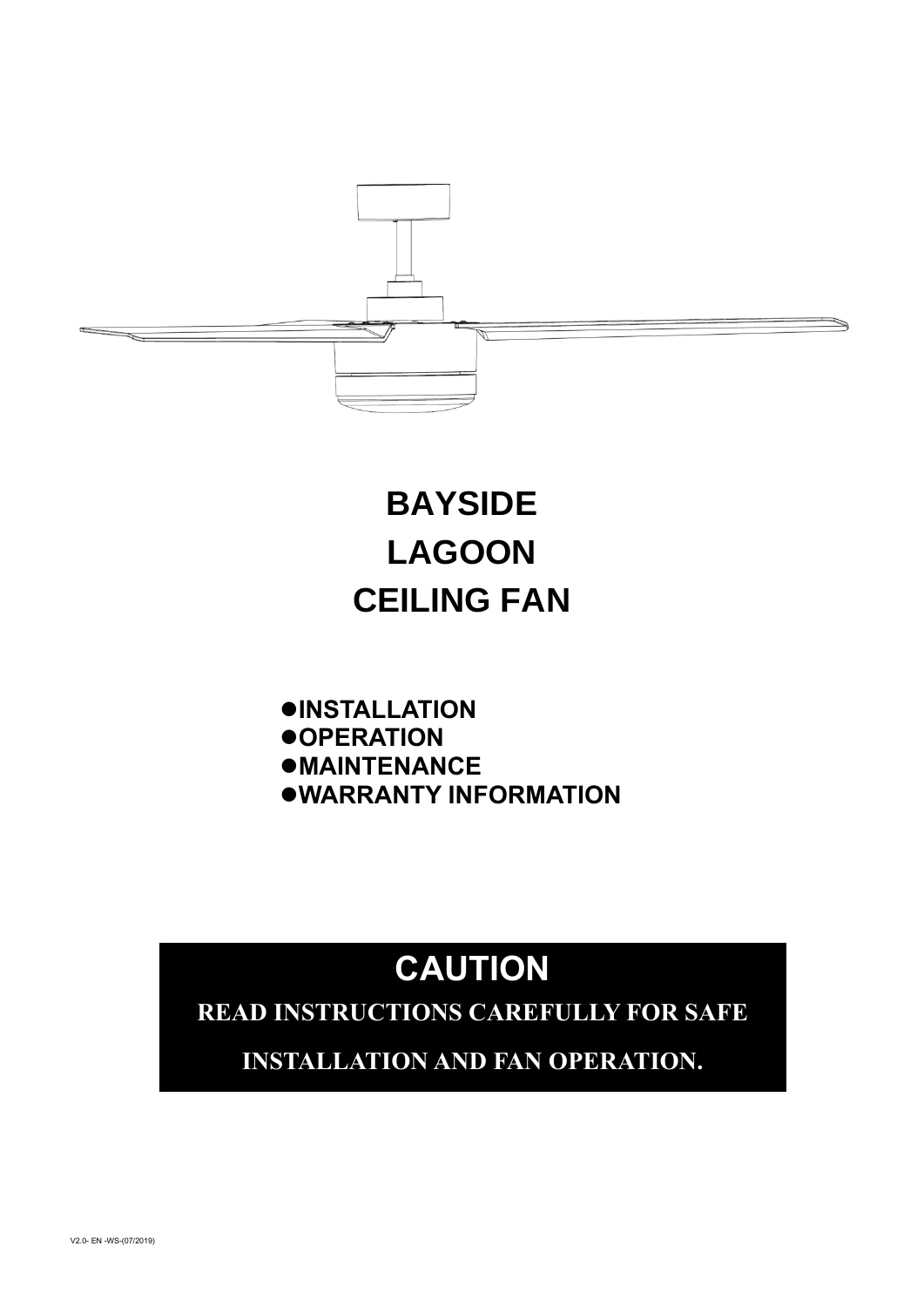# BAYSIDE
# LAGOON
# CEILING FAN

- **INSTALLATION**
- **OPERATION**
- **MAINTENANCE**
- **WARRANTY INFORMATION**

## CAUTION

**READ INSTRUCTIONS CAREFULLY FOR SAFE INSTALLATION AND FAN OPERATION.**

V2.0- EN -WS-(07/2019)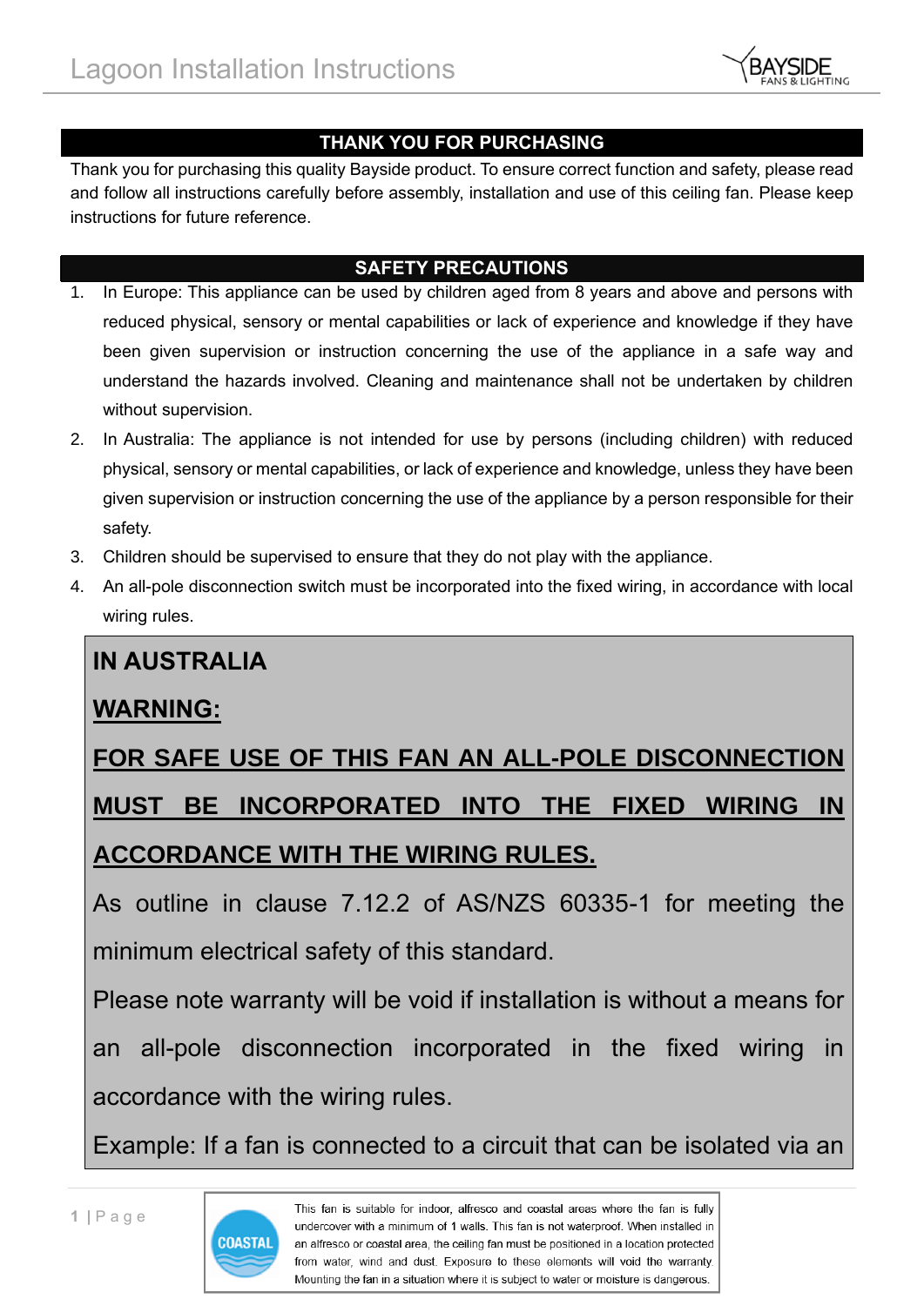## THANK YOU FOR PURCHASING

Thank you for purchasing this quality Bayside product. To ensure correct function and safety, please read and follow all instructions carefully before assembly, installation and use of this ceiling fan. Please keep instructions for future reference.

## SAFETY PRECAUTIONS

1. In Europe: This appliance can be used by children aged from 8 years and above and persons with reduced physical, sensory or mental capabilities or lack of experience and knowledge if they have been given supervision or instruction concerning the use of the appliance in a safe way and understand the hazards involved. Cleaning and maintenance shall not be undertaken by children without supervision.
2. In Australia: The appliance is not intended for use by persons (including children) with reduced physical, sensory or mental capabilities, or lack of experience and knowledge, unless they have been given supervision or instruction concerning the use of the appliance by a person responsible for their safety.
3. Children should be supervised to ensure that they do not play with the appliance.
4. An all-pole disconnection switch must be incorporated into the fixed wiring, in accordance with local wiring rules.

**IN AUSTRALIA**

**WARNING:**

**FOR SAFE USE OF THIS FAN AN ALL-POLE DISCONNECTION MUST BE INCORPORATED INTO THE FIXED WIRING IN ACCORDANCE WITH THE WIRING RULES.**

As outline in clause 7.12.2 of AS/NZS 60335-1 for meeting the minimum electrical safety of this standard.

Please note warranty will be void if installation is without a means for an all-pole disconnection incorporated in the fixed wiring in accordance with the wiring rules.

Example: If a fan is connected to a circuit that can be isolated via an

COASTAL

This fan is suitable for indoor, alfresco and coastal areas where the fan is fully undercover with a minimum of 1 walls. This fan is not waterproof. When installed in an alfresco or coastal area, the ceiling fan must be positioned in a location protected from water, wind and dust. Exposure to these elements will void the warranty. Mounting the fan in a situation where it is subject to water or moisture is dangerous.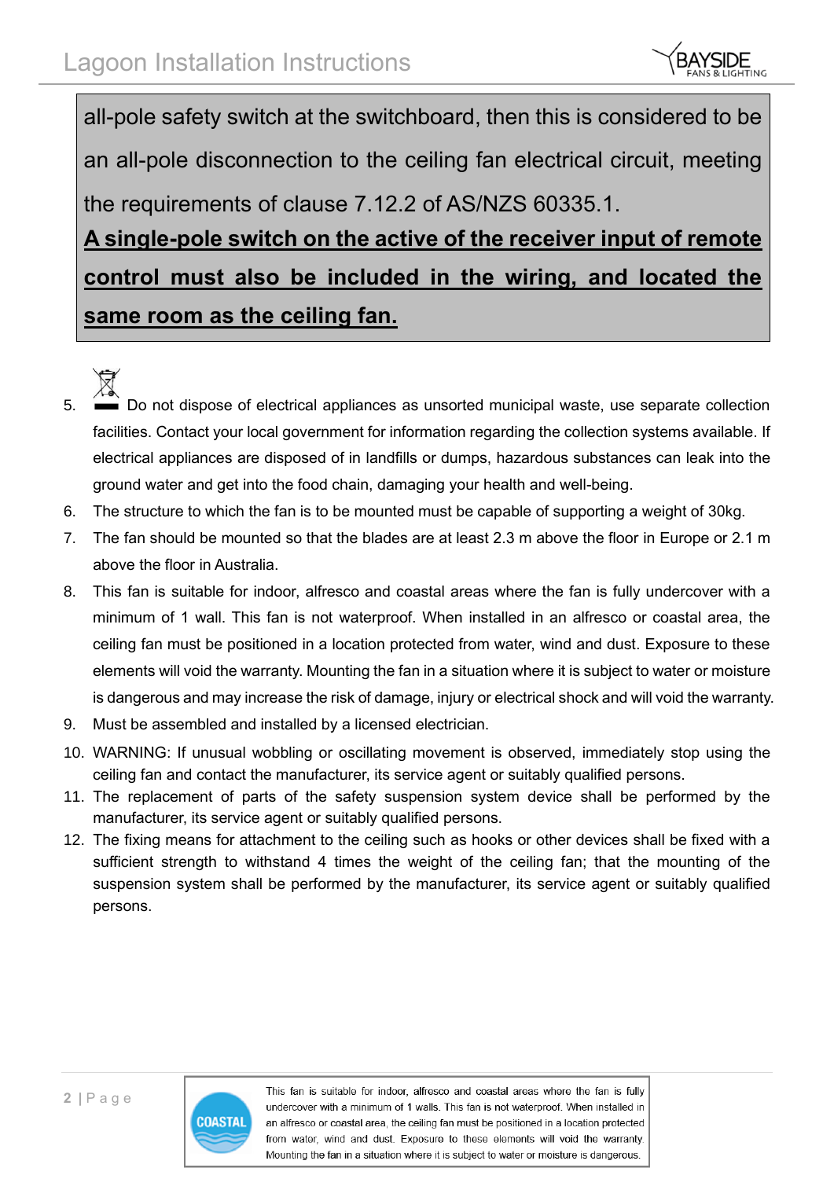all-pole safety switch at the switchboard, then this is considered to be an all-pole disconnection to the ceiling fan electrical circuit, meeting the requirements of clause 7.12.2 of AS/NZS 60335.1.

**A single-pole switch on the active of the receiver input of remote control must also be included in the wiring, and located the same room as the ceiling fan.**

5. Do not dispose of electrical appliances as unsorted municipal waste, use separate collection facilities. Contact your local government for information regarding the collection systems available. If electrical appliances are disposed of in landfills or dumps, hazardous substances can leak into the ground water and get into the food chain, damaging your health and well-being.
6. The structure to which the fan is to be mounted must be capable of supporting a weight of 30kg.
7. The fan should be mounted so that the blades are at least 2.3 m above the floor in Europe or 2.1 m above the floor in Australia.
8. This fan is suitable for indoor, alfresco and coastal areas where the fan is fully undercover with a minimum of 1 wall. This fan is not waterproof. When installed in an alfresco or coastal area, the ceiling fan must be positioned in a location protected from water, wind and dust. Exposure to these elements will void the warranty. Mounting the fan in a situation where it is subject to water or moisture is dangerous and may increase the risk of damage, injury or electrical shock and will void the warranty.
9. Must be assembled and installed by a licensed electrician.
10. WARNING: If unusual wobbling or oscillating movement is observed, immediately stop using the ceiling fan and contact the manufacturer, its service agent or suitably qualified persons.
11. The replacement of parts of the safety suspension system device shall be performed by the manufacturer, its service agent or suitably qualified persons.
12. The fixing means for attachment to the ceiling such as hooks or other devices shall be fixed with a sufficient strength to withstand 4 times the weight of the ceiling fan; that the mounting of the suspension system shall be performed by the manufacturer, its service agent or suitably qualified persons.

COASTAL

This fan is suitable for indoor, alfresco and coastal areas where the fan is fully undercover with a minimum of 1 walls. This fan is not waterproof. When installed in an alfresco or coastal area, the ceiling fan must be positioned in a location protected from water, wind and dust. Exposure to these elements will void the warranty. Mounting the fan in a situation where it is subject to water or moisture is dangerous.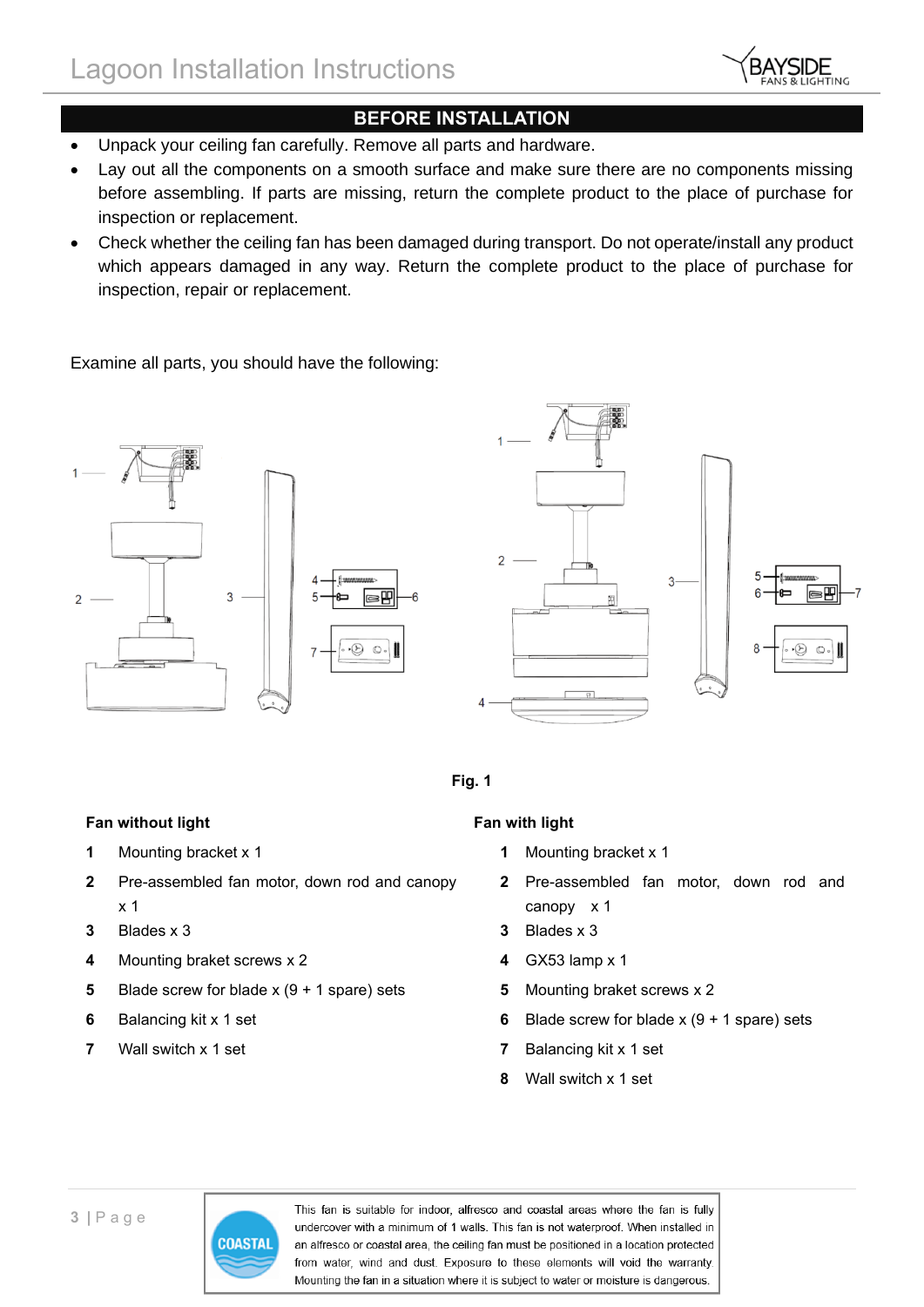## BEFORE INSTALLATION

- Unpack your ceiling fan carefully. Remove all parts and hardware.
- Lay out all the components on a smooth surface and make sure there are no components missing before assembling. If parts are missing, return the complete product to the place of purchase for inspection or replacement.
- Check whether the ceiling fan has been damaged during transport. Do not operate/install any product which appears damaged in any way. Return the complete product to the place of purchase for inspection, repair or replacement.

Examine all parts, you should have the following:

**Fig. 1**

**Fan without light**

1. Mounting bracket x 1
2. Pre-assembled fan motor, down rod and canopy x 1
3. Blades x 3
4. Mounting braket screws x 2
5. Blade screw for blade x (9 + 1 spare) sets
6. Balancing kit x 1 set
7. Wall switch x 1 set

**Fan with light**

1. Mounting bracket x 1
2. Pre-assembled fan motor, down rod and canopy x 1
3. Blades x 3
4. GX53 lamp x 1
5. Mounting braket screws x 2
6. Blade screw for blade x (9 + 1 spare) sets
7. Balancing kit x 1 set
8. Wall switch x 1 set

COASTAL

This fan is suitable for indoor, alfresco and coastal areas where the fan is fully undercover with a minimum of 1 walls. This fan is not waterproof. When installed in an alfresco or coastal area, the ceiling fan must be positioned in a location protected from water, wind and dust. Exposure to these elements will void the warranty. Mounting the fan in a situation where it is subject to water or moisture is dangerous.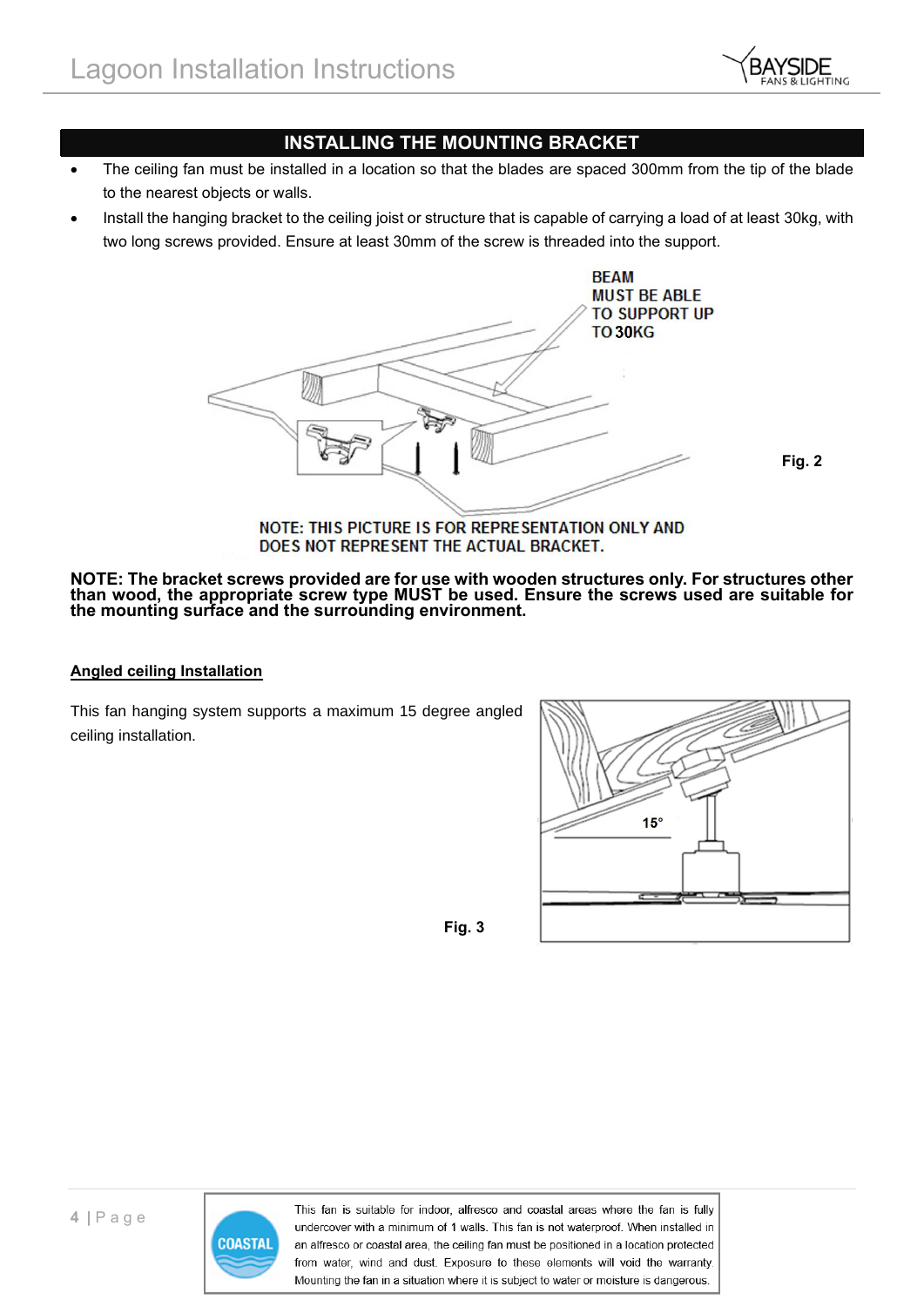## INSTALLING THE MOUNTING BRACKET

- The ceiling fan must be installed in a location so that the blades are spaced 300mm from the tip of the blade to the nearest objects or walls.
- Install the hanging bracket to the ceiling joist or structure that is capable of carrying a load of at least 30kg, with two long screws provided. Ensure at least 30mm of the screw is threaded into the support.

BEAM MUST BE ABLE TO SUPPORT UP TO 30KG

Fig. 2

NOTE: THIS PICTURE IS FOR REPRESENTATION ONLY AND DOES NOT REPRESENT THE ACTUAL BRACKET.

**NOTE: The bracket screws provided are for use with wooden structures only. For structures other than wood, the appropriate screw type MUST be used. Ensure the screws used are suitable for the mounting surface and the surrounding environment.**

**Angled ceiling Installation**

This fan hanging system supports a maximum 15 degree angled ceiling installation.

15°

Fig. 3

COASTAL

This fan is suitable for indoor, alfresco and coastal areas where the fan is fully undercover with a minimum of 1 walls. This fan is not waterproof. When installed in an alfresco or coastal area, the ceiling fan must be positioned in a location protected from water, wind and dust. Exposure to these elements will void the warranty. Mounting the fan in a situation where it is subject to water or moisture is dangerous.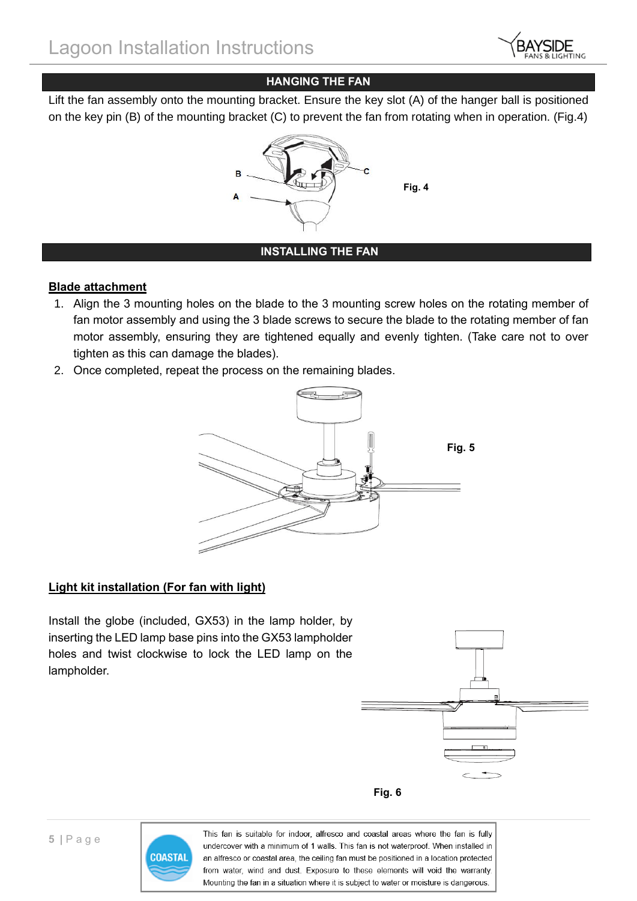## HANGING THE FAN

Lift the fan assembly onto the mounting bracket. Ensure the key slot (A) of the hanger ball is positioned on the key pin (B) of the mounting bracket (C) to prevent the fan from rotating when in operation. (Fig.4)

Fig. 4

## INSTALLING THE FAN

**Blade attachment**

1. Align the 3 mounting holes on the blade to the 3 mounting screw holes on the rotating member of fan motor assembly and using the 3 blade screws to secure the blade to the rotating member of fan motor assembly, ensuring they are tightened equally and evenly tighten. (Take care not to over tighten as this can damage the blades).
2. Once completed, repeat the process on the remaining blades.

Fig. 5

**Light kit installation (For fan with light)**

Install the globe (included, GX53) in the lamp holder, by inserting the LED lamp base pins into the GX53 lampholder holes and twist clockwise to lock the LED lamp on the lampholder.

Fig. 6

COASTAL

This fan is suitable for indoor, alfresco and coastal areas where the fan is fully undercover with a minimum of 1 walls. This fan is not waterproof. When installed in an alfresco or coastal area, the ceiling fan must be positioned in a location protected from water, wind and dust. Exposure to these elements will void the warranty. Mounting the fan in a situation where it is subject to water or moisture is dangerous.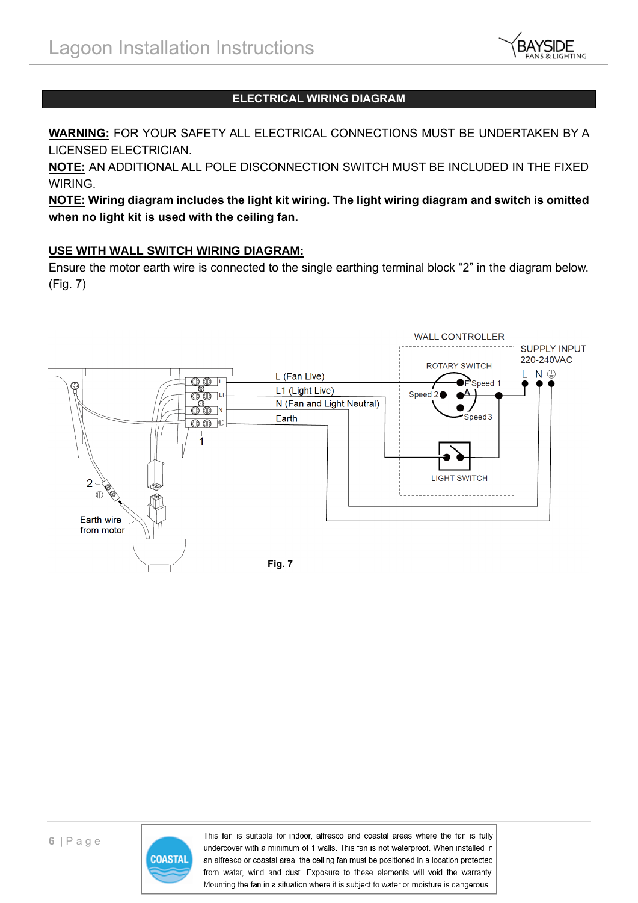## ELECTRICAL WIRING DIAGRAM

**WARNING:** FOR YOUR SAFETY ALL ELECTRICAL CONNECTIONS MUST BE UNDERTAKEN BY A LICENSED ELECTRICIAN.

**NOTE:** AN ADDITIONAL ALL POLE DISCONNECTION SWITCH MUST BE INCLUDED IN THE FIXED WIRING.

**NOTE: Wiring diagram includes the light kit wiring. The light wiring diagram and switch is omitted when no light kit is used with the ceiling fan.**

**USE WITH WALL SWITCH WIRING DIAGRAM:**

Ensure the motor earth wire is connected to the single earthing terminal block "2" in the diagram below. (Fig. 7)

WALL CONTROLLER

SUPPLY INPUT 220-240VAC

L N

ROTARY SWITCH

F Speed 1

Speed 2

A

Speed 3

LIGHT SWITCH

L (Fan Live)

L1 (Light Live)

N (Fan and Light Neutral)

Earth

1

2

Earth wire from motor

**Fig. 7**

This fan is suitable for indoor, alfresco and coastal areas where the fan is fully undercover with a minimum of 1 walls. This fan is not waterproof. When installed in an alfresco or coastal area, the ceiling fan must be positioned in a location protected from water, wind and dust. Exposure to these elements will void the warranty. Mounting the fan in a situation where it is subject to water or moisture is dangerous.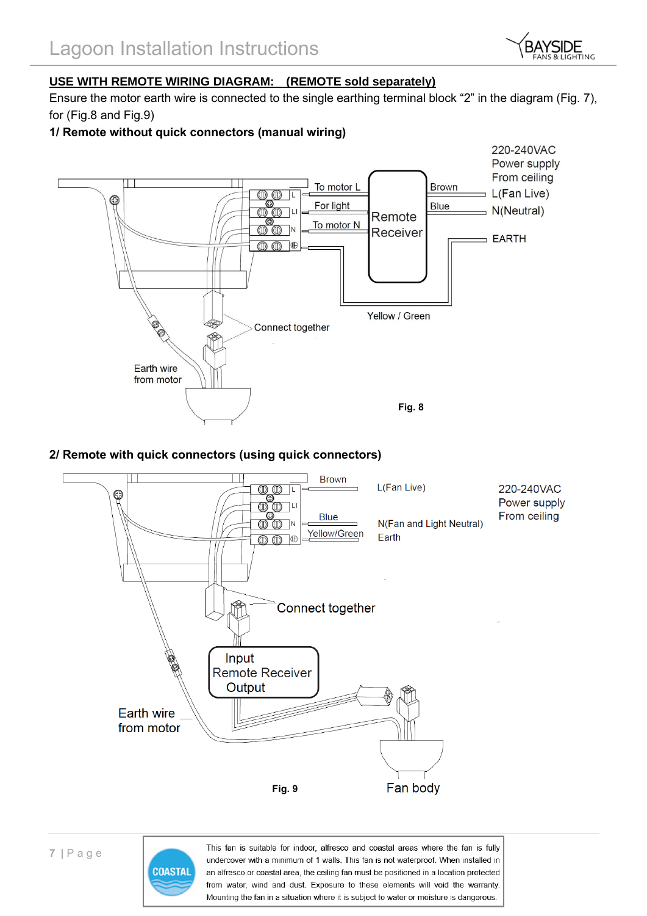**USE WITH REMOTE WIRING DIAGRAM: (REMOTE sold separately)**

Ensure the motor earth wire is connected to the single earthing terminal block "2" in the diagram (Fig. 7), for (Fig.8 and Fig.9)

**1/ Remote without quick connectors (manual wiring)**

220-240VAC Power supply From ceiling

To motor L | Brown | L(Fan Live)

For light | Blue | N(Neutral)

To motor N | Remote Receiver | EARTH

Yellow / Green

Connect together

Earth wire from motor

**Fig. 8**

**2/ Remote with quick connectors (using quick connectors)**

Brown | L(Fan Live)

Blue | N(Fan and Light Neutral)

Yellow/Green | Earth

220-240VAC Power supply From ceiling

Connect together

Input Remote Receiver Output

Earth wire from motor

**Fig. 9**

Fan body

COASTAL

This fan is suitable for indoor, alfresco and coastal areas where the fan is fully undercover with a minimum of 1 walls. This fan is not waterproof. When installed in an alfresco or coastal area, the ceiling fan must be positioned in a location protected from water, wind and dust. Exposure to these elements will void the warranty. Mounting the fan in a situation where it is subject to water or moisture is dangerous.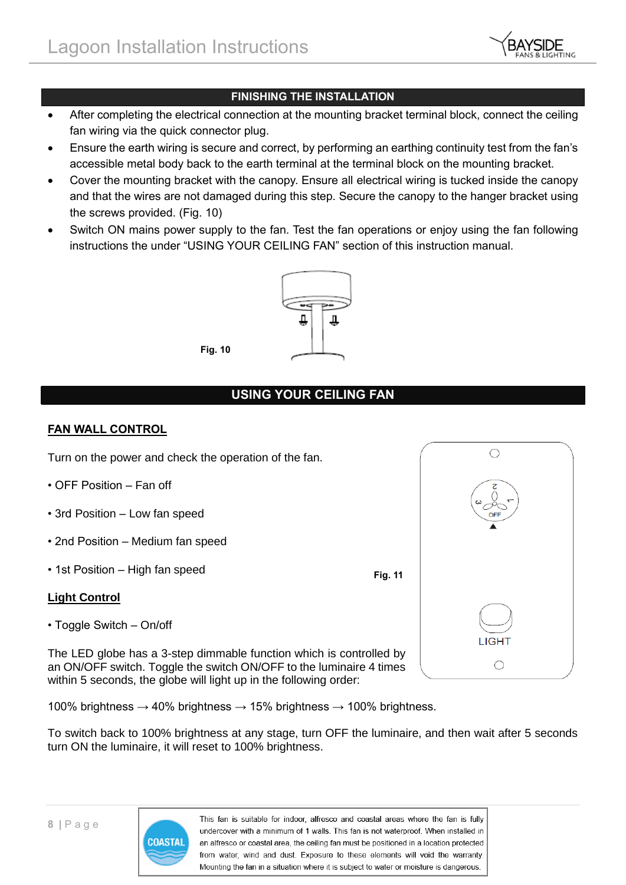## FINISHING THE INSTALLATION

- After completing the electrical connection at the mounting bracket terminal block, connect the ceiling fan wiring via the quick connector plug.
- Ensure the earth wiring is secure and correct, by performing an earthing continuity test from the fan's accessible metal body back to the earth terminal at the terminal block on the mounting bracket.
- Cover the mounting bracket with the canopy. Ensure all electrical wiring is tucked inside the canopy and that the wires are not damaged during this step. Secure the canopy to the hanger bracket using the screws provided. (Fig. 10)
- Switch ON mains power supply to the fan. Test the fan operations or enjoy using the fan following instructions the under "USING YOUR CEILING FAN" section of this instruction manual.

**Fig. 10**

## USING YOUR CEILING FAN

### FAN WALL CONTROL

Turn on the power and check the operation of the fan.

• OFF Position – Fan off

• 3rd Position – Low fan speed

• 2nd Position – Medium fan speed

• 1st Position – High fan speed

**Fig. 11**

### Light Control

• Toggle Switch – On/off

The LED globe has a 3-step dimmable function which is controlled by an ON/OFF switch. Toggle the switch ON/OFF to the luminaire 4 times within 5 seconds, the globe will light up in the following order:

100% brightness → 40% brightness → 15% brightness → 100% brightness.

To switch back to 100% brightness at any stage, turn OFF the luminaire, and then wait after 5 seconds turn ON the luminaire, it will reset to 100% brightness.

COASTAL

This fan is suitable for indoor, alfresco and coastal areas where the fan is fully undercover with a minimum of 1 walls. This fan is not waterproof. When installed in an alfresco or coastal area, the ceiling fan must be positioned in a location protected from water, wind and dust. Exposure to these elements will void the warranty. Mounting the fan in a situation where it is subject to water or moisture is dangerous.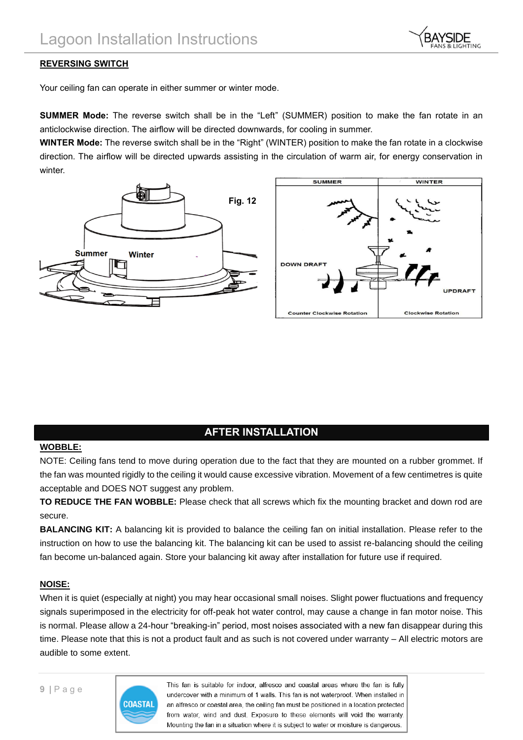## REVERSING SWITCH

Your ceiling fan can operate in either summer or winter mode.

**SUMMER Mode:** The reverse switch shall be in the "Left" (SUMMER) position to make the fan rotate in an anticlockwise direction. The airflow will be directed downwards, for cooling in summer.

**WINTER Mode:** The reverse switch shall be in the "Right" (WINTER) position to make the fan rotate in a clockwise direction. The airflow will be directed upwards assisting in the circulation of warm air, for energy conservation in winter.

Summer Winter

**Fig. 12**

SUMMER WINTER

DOWN DRAFT UPDRAFT

Counter Clockwise Rotation Clockwise Rotation

## AFTER INSTALLATION

### WOBBLE:

NOTE: Ceiling fans tend to move during operation due to the fact that they are mounted on a rubber grommet. If the fan was mounted rigidly to the ceiling it would cause excessive vibration. Movement of a few centimetres is quite acceptable and DOES NOT suggest any problem.

**TO REDUCE THE FAN WOBBLE:** Please check that all screws which fix the mounting bracket and down rod are secure.

**BALANCING KIT:** A balancing kit is provided to balance the ceiling fan on initial installation. Please refer to the instruction on how to use the balancing kit. The balancing kit can be used to assist re-balancing should the ceiling fan become un-balanced again. Store your balancing kit away after installation for future use if required.

### NOISE:

When it is quiet (especially at night) you may hear occasional small noises. Slight power fluctuations and frequency signals superimposed in the electricity for off-peak hot water control, may cause a change in fan motor noise. This is normal. Please allow a 24-hour "breaking-in" period, most noises associated with a new fan disappear during this time. Please note that this is not a product fault and as such is not covered under warranty – All electric motors are audible to some extent.

COASTAL

This fan is suitable for indoor, alfresco and coastal areas where the fan is fully undercover with a minimum of 1 walls. This fan is not waterproof. When installed in an alfresco or coastal area, the ceiling fan must be positioned in a location protected from water, wind and dust. Exposure to these elements will void the warranty. Mounting the fan in a situation where it is subject to water or moisture is dangerous.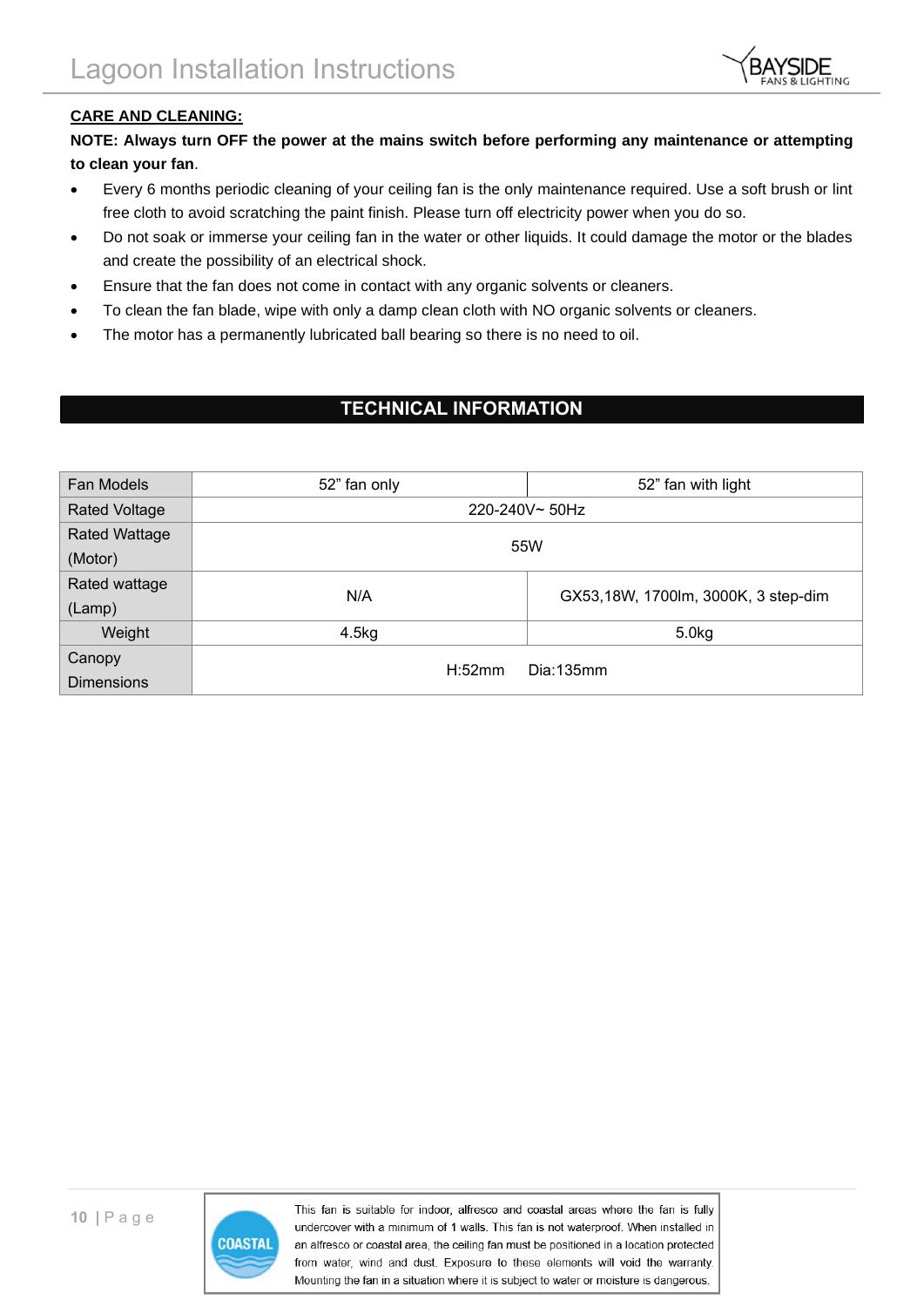**CARE AND CLEANING:**

**NOTE: Always turn OFF the power at the mains switch before performing any maintenance or attempting to clean your fan**.

- Every 6 months periodic cleaning of your ceiling fan is the only maintenance required. Use a soft brush or lint free cloth to avoid scratching the paint finish. Please turn off electricity power when you do so.
- Do not soak or immerse your ceiling fan in the water or other liquids. It could damage the motor or the blades and create the possibility of an electrical shock.
- Ensure that the fan does not come in contact with any organic solvents or cleaners.
- To clean the fan blade, wipe with only a damp clean cloth with NO organic solvents or cleaners.
- The motor has a permanently lubricated ball bearing so there is no need to oil.

## TECHNICAL INFORMATION

| Fan Models | 52" fan only | 52" fan with light |
|---|---|---|
| Rated Voltage | 220-240V~ 50Hz | |
| Rated Wattage (Motor) | 55W | |
| Rated wattage (Lamp) | N/A | GX53,18W, 1700lm, 3000K, 3 step-dim |
| Weight | 4.5kg | 5.0kg |
| Canopy Dimensions | H:52mm Dia:135mm | |

COASTAL

This fan is suitable for indoor, alfresco and coastal areas where the fan is fully undercover with a minimum of 1 walls. This fan is not waterproof. When installed in an alfresco or coastal area, the ceiling fan must be positioned in a location protected from water, wind and dust. Exposure to these elements will void the warranty. Mounting the fan in a situation where it is subject to water or moisture is dangerous.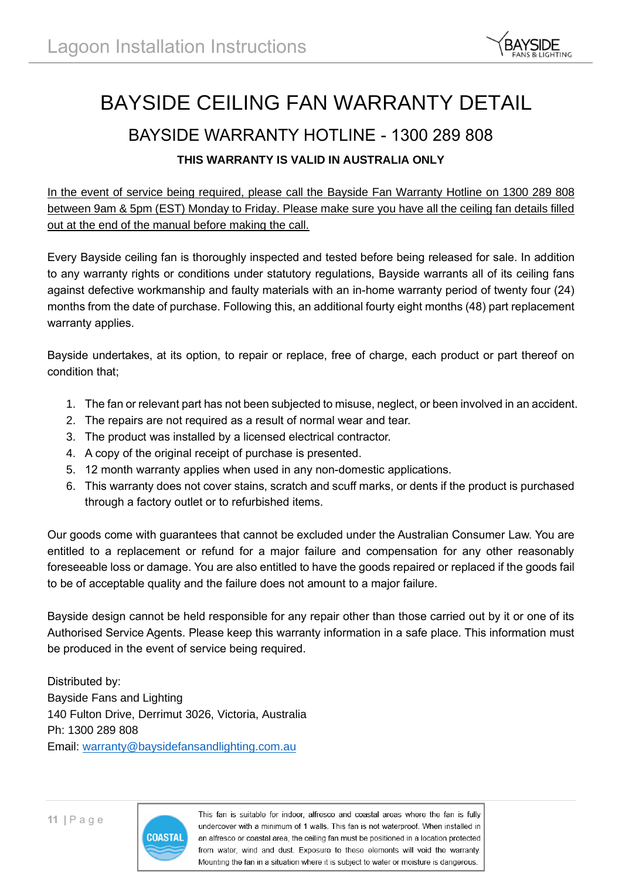# BAYSIDE CEILING FAN WARRANTY DETAIL

## BAYSIDE WARRANTY HOTLINE - 1300 289 808

**THIS WARRANTY IS VALID IN AUSTRALIA ONLY**

In the event of service being required, please call the Bayside Fan Warranty Hotline on 1300 289 808 between 9am & 5pm (EST) Monday to Friday. Please make sure you have all the ceiling fan details filled out at the end of the manual before making the call.

Every Bayside ceiling fan is thoroughly inspected and tested before being released for sale. In addition to any warranty rights or conditions under statutory regulations, Bayside warrants all of its ceiling fans against defective workmanship and faulty materials with an in-home warranty period of twenty four (24) months from the date of purchase. Following this, an additional fourty eight months (48) part replacement warranty applies.

Bayside undertakes, at its option, to repair or replace, free of charge, each product or part thereof on condition that;

1. The fan or relevant part has not been subjected to misuse, neglect, or been involved in an accident.
2. The repairs are not required as a result of normal wear and tear.
3. The product was installed by a licensed electrical contractor.
4. A copy of the original receipt of purchase is presented.
5. 12 month warranty applies when used in any non-domestic applications.
6. This warranty does not cover stains, scratch and scuff marks, or dents if the product is purchased through a factory outlet or to refurbished items.

Our goods come with guarantees that cannot be excluded under the Australian Consumer Law. You are entitled to a replacement or refund for a major failure and compensation for any other reasonably foreseeable loss or damage. You are also entitled to have the goods repaired or replaced if the goods fail to be of acceptable quality and the failure does not amount to a major failure.

Bayside design cannot be held responsible for any repair other than those carried out by it or one of its Authorised Service Agents. Please keep this warranty information in a safe place. This information must be produced in the event of service being required.

Distributed by:
Bayside Fans and Lighting
140 Fulton Drive, Derrimut 3026, Victoria, Australia
Ph: 1300 289 808
Email: warranty@baysidefansandlighting.com.au

COASTAL

This fan is suitable for indoor, alfresco and coastal areas where the fan is fully undercover with a minimum of 1 walls. This fan is not waterproof. When installed in an alfresco or coastal area, the ceiling fan must be positioned in a location protected from water, wind and dust. Exposure to these elements will void the warranty. Mounting the fan in a situation where it is subject to water or moisture is dangerous.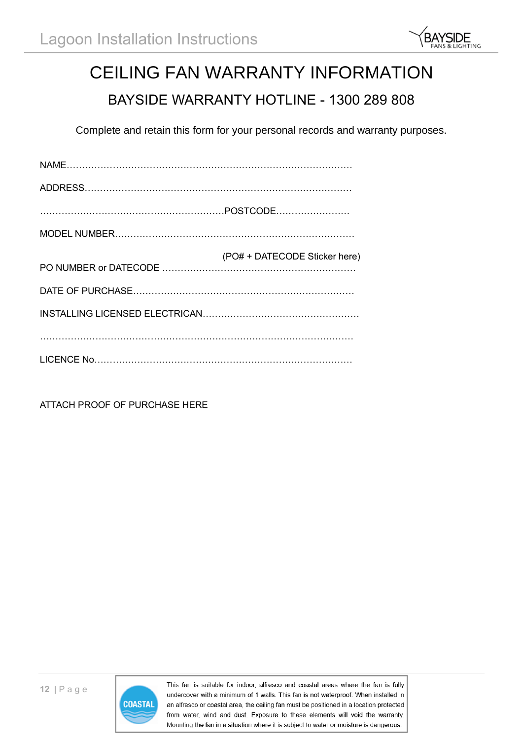# CEILING FAN WARRANTY INFORMATION

## BAYSIDE WARRANTY HOTLINE - 1300 289 808

Complete and retain this form for your personal records and warranty purposes.

NAME……………………………………………………………………………….

ADDRESS…………………………………………………………………………

……………………………………………………POSTCODE……………………

MODEL NUMBER………………………………………………………………

(PO# + DATECODE Sticker here)

PO NUMBER or DATECODE ………………………………………………………

DATE OF PURCHASE…………………………………………………………

INSTALLING LICENSED ELECTRICAN……………………………………………

……………………………………………………………………………………….

LICENCE No…………………………………………………………………….

ATTACH PROOF OF PURCHASE HERE

COASTAL

This fan is suitable for indoor, alfresco and coastal areas where the fan is fully undercover with a minimum of 1 walls. This fan is not waterproof. When installed in an alfresco or coastal area, the ceiling fan must be positioned in a location protected from water, wind and dust. Exposure to these elements will void the warranty. Mounting the fan in a situation where it is subject to water or moisture is dangerous.